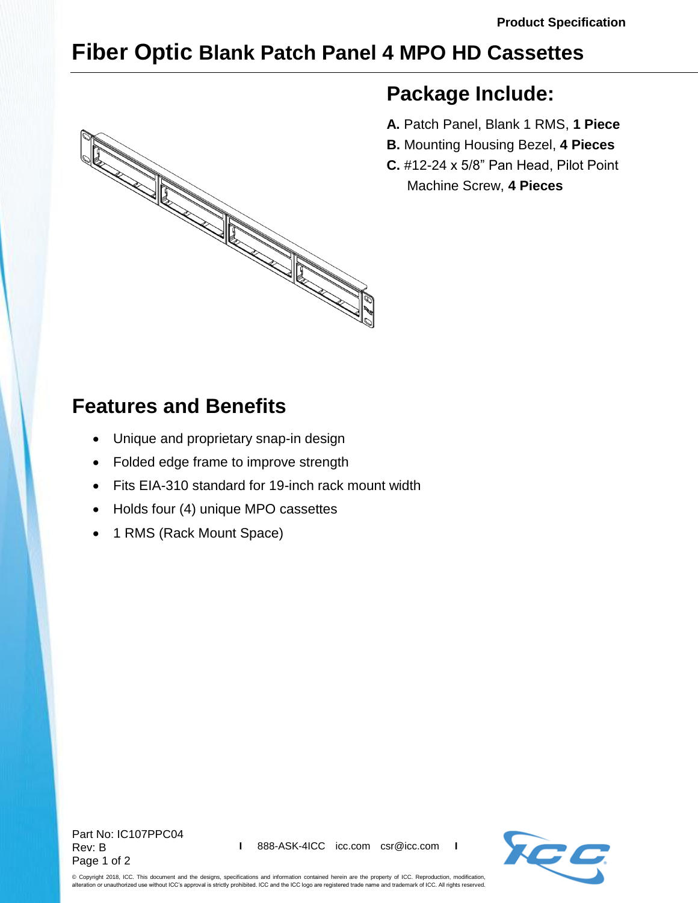Product Specification

# Fiber Optic Blank Patch Panel 4 MPO HD Cassettes

## Package Include:

**A.** Patch Panel, Blank 1 RMS, **1 Piece**
**B.** Mounting Housing Bezel, **4 Pieces**
**C.** #12-24 x 5/8" Pan Head, Pilot Point Machine Screw, **4 Pieces**

## Features and Benefits

- Unique and proprietary snap-in design
- Folded edge frame to improve strength
- Fits EIA-310 standard for 19-inch rack mount width
- Holds four (4) unique MPO cassettes
- 1 RMS (Rack Mount Space)

Part No: IC107PPC04
Rev: B

I 888-ASK-4ICC icc.com csr@icc.com I

© Copyright 2018, ICC. This document and the designs, specifications and information contained herein are the property of ICC. Reproduction, modification, alteration or unauthorized use without ICC's approval is strictly prohibited. ICC and the ICC logo are registered trade name and trademark of ICC. All rights reserved.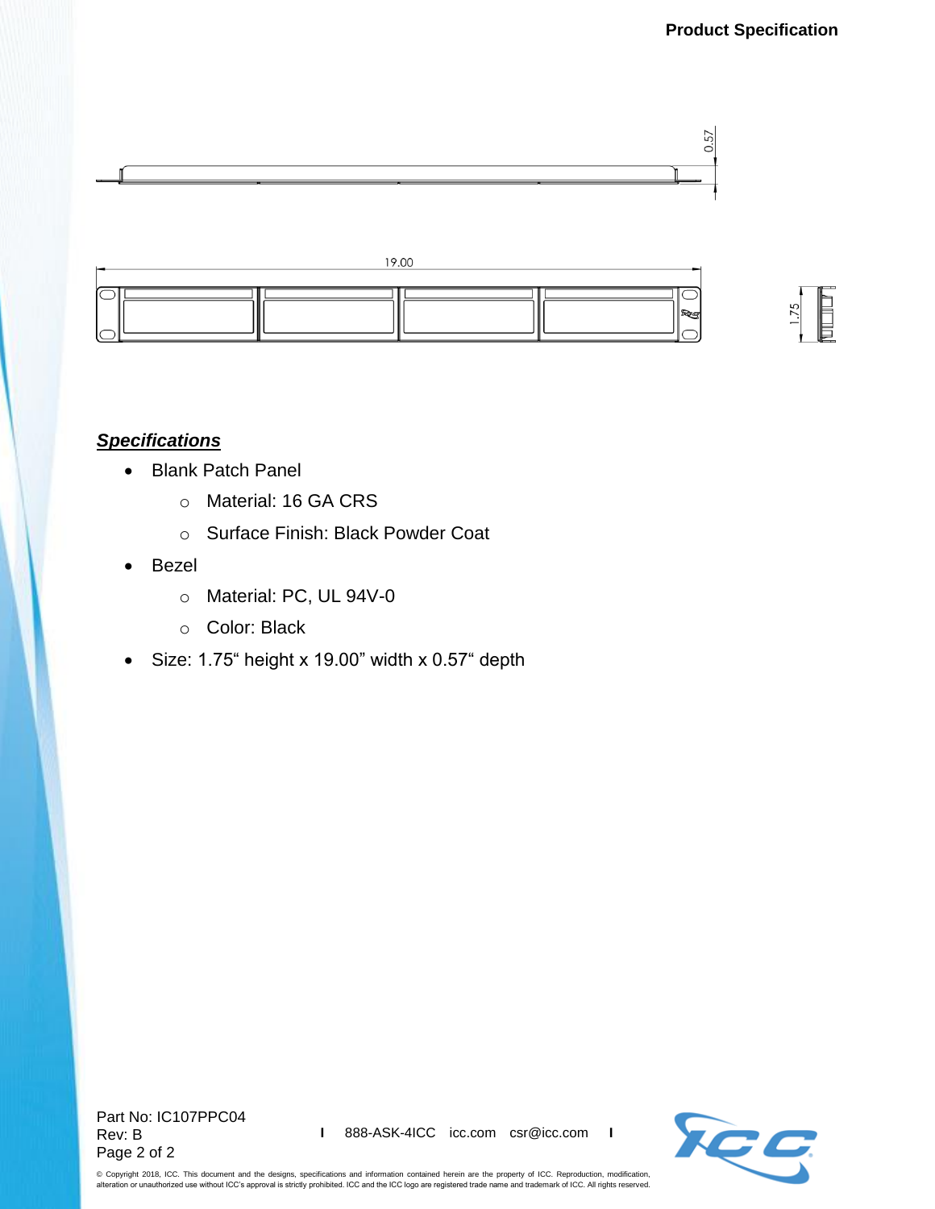0.57

19.00

1.75

## ***Specifications***

- Blank Patch Panel
  - Material: 16 GA CRS
  - Surface Finish: Black Powder Coat
- Bezel
  - Material: PC, UL 94V-0
  - Color: Black
- Size: 1.75“ height x 19.00” width x 0.57“ depth

Part No: IC107PPC04
Rev: B

888-ASK-4ICC icc.com csr@icc.com

© Copyright 2018, ICC. This document and the designs, specifications and information contained herein are the property of ICC. Reproduction, modification, alteration or unauthorized use without ICC's approval is strictly prohibited. ICC and the ICC logo are registered trade name and trademark of ICC. All rights reserved.